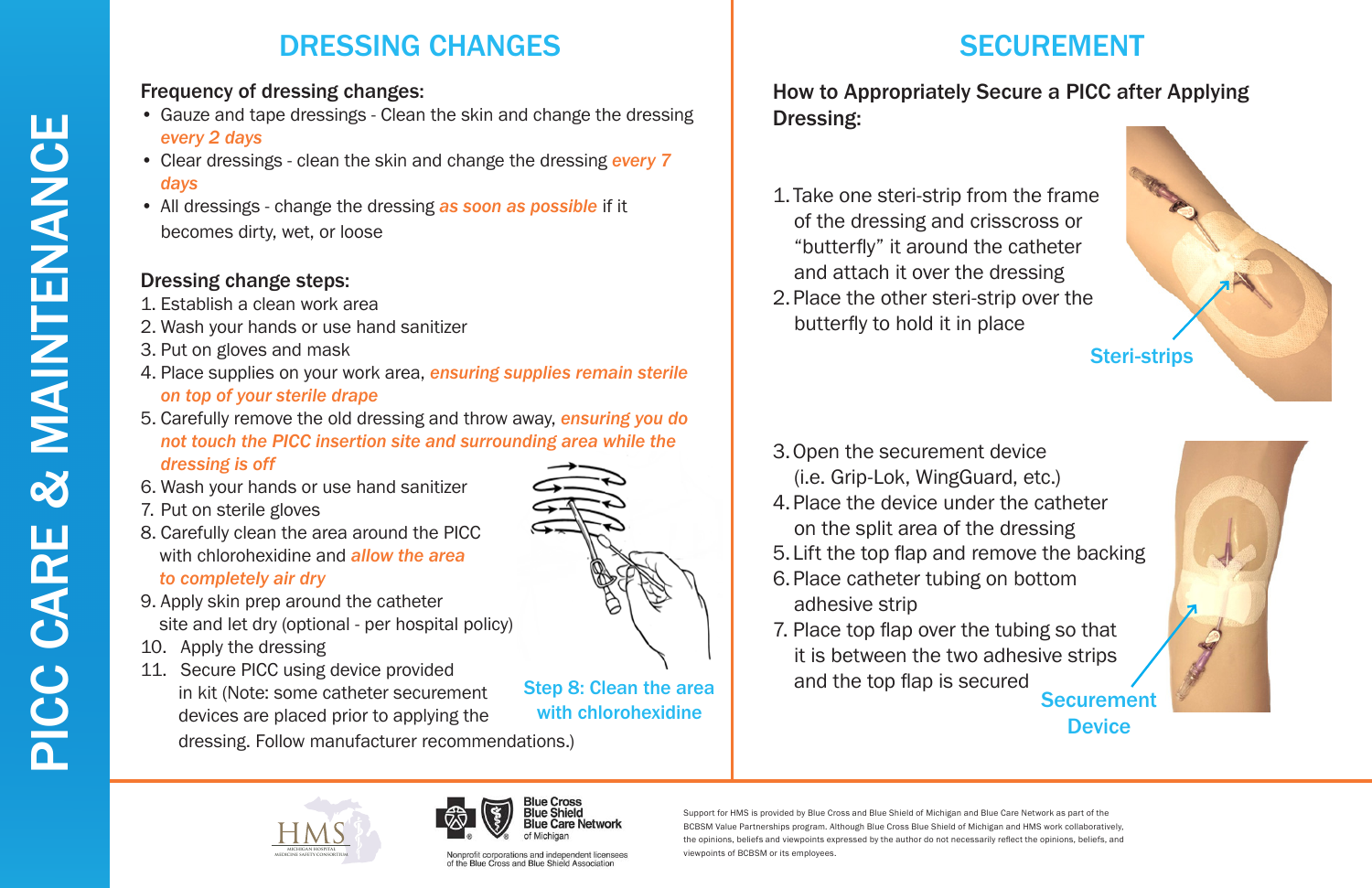# PICC CARE & MAINTENANCE

## DRESSING CHANGES

**Frequency of dressing changes:**

- Gauze and tape dressings - Clean the skin and change the dressing *every 2 days*
- Clear dressings - clean the skin and change the dressing *every 7 days*
- All dressings - change the dressing *as soon as possible* if it becomes dirty, wet, or loose

**Dressing change steps:**

1. Establish a clean work area
2. Wash your hands or use hand sanitizer
3. Put on gloves and mask
4. Place supplies on your work area, *ensuring supplies remain sterile on top of your sterile drape*
5. Carefully remove the old dressing and throw away, *ensuring you do not touch the PICC insertion site and surrounding area while the dressing is off*
6. Wash your hands or use hand sanitizer
7. Put on sterile gloves
8. Carefully clean the area around the PICC with chlorohexidine and *allow the area to completely air dry*
9. Apply skin prep around the catheter site and let dry (optional - per hospital policy)
10. Apply the dressing
11. Secure PICC using device provided in kit (Note: some catheter securement devices are placed prior to applying the dressing. Follow manufacturer recommendations.)

Step 8: Clean the area with chlorohexidine

## SECUREMENT

**How to Appropriately Secure a PICC after Applying Dressing:**

1. Take one steri-strip from the frame of the dressing and crisscross or "butterfly" it around the catheter and attach it over the dressing
2. Place the other steri-strip over the butterfly to hold it in place

Steri-strips

3. Open the securement device (i.e. Grip-Lok, WingGuard, etc.)
4. Place the device under the catheter on the split area of the dressing
5. Lift the top flap and remove the backing
6. Place catheter tubing on bottom adhesive strip
7. Place top flap over the tubing so that it is between the two adhesive strips and the top flap is secured

Securement Device

---

HMS Michigan Hospital Medicine Safety Consortium

Blue Cross Blue Shield Blue Care Network of Michigan

Nonprofit corporations and independent licensees of the Blue Cross and Blue Shield Association

Support for HMS is provided by Blue Cross and Blue Shield of Michigan and Blue Care Network as part of the BCBSM Value Partnerships program. Although Blue Cross Blue Shield of Michigan and HMS work collaboratively, the opinions, beliefs and viewpoints expressed by the author do not necessarily reflect the opinions, beliefs, and viewpoints of BCBSM or its employees.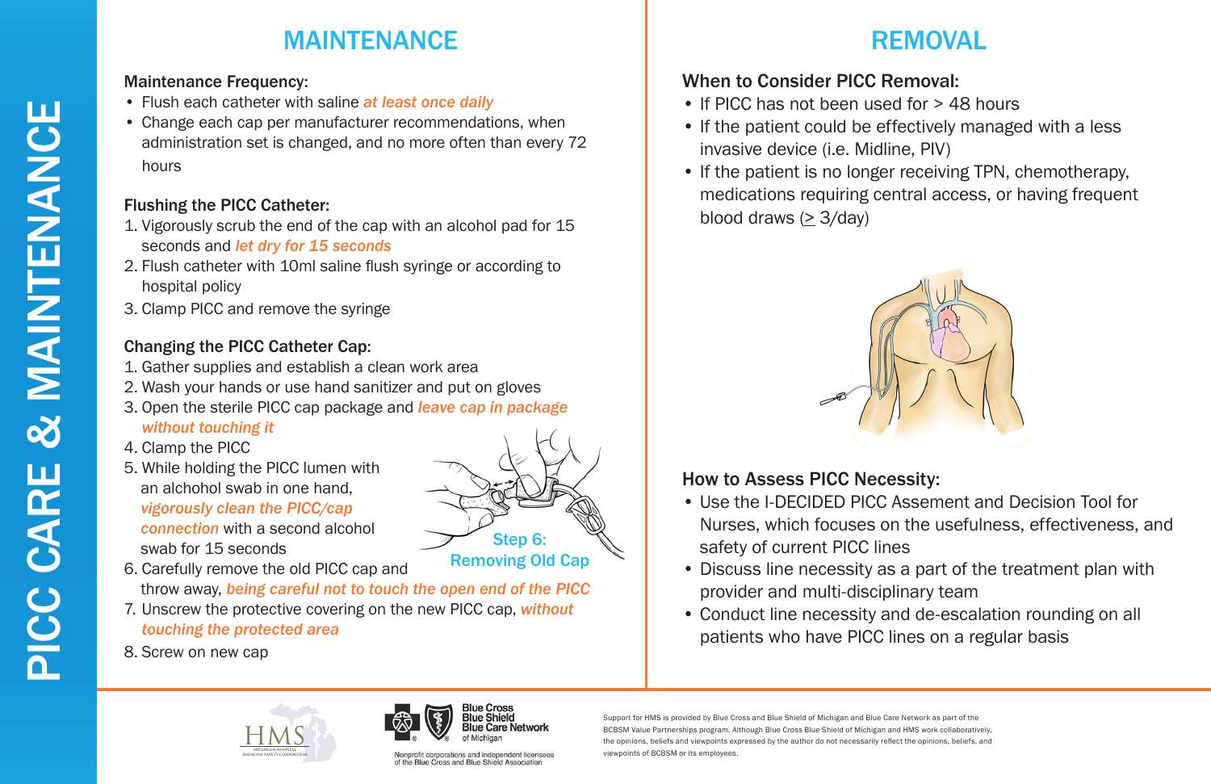# PICC CARE & MAINTENANCE

## MAINTENANCE

### Maintenance Frequency:

- Flush each catheter with saline *at least once daily*
- Change each cap per manufacturer recommendations, when administration set is changed, and no more often than every 72 hours

### Flushing the PICC Catheter:

1. Vigorously scrub the end of the cap with an alcohol pad for 15 seconds and *let dry for 15 seconds*
2. Flush catheter with 10ml saline flush syringe or according to hospital policy
3. Clamp PICC and remove the syringe

### Changing the PICC Catheter Cap:

1. Gather supplies and establish a clean work area
2. Wash your hands or use hand sanitizer and put on gloves
3. Open the sterile PICC cap package and *leave cap in package without touching it*
4. Clamp the PICC
5. While holding the PICC lumen with an alchohol swab in one hand, *vigorously clean the PICC/cap connection* with a second alcohol swab for 15 seconds
6. Carefully remove the old PICC cap and throw away, *being careful not to touch the open end of the PICC*
7. Unscrew the protective covering on the new PICC cap, *without touching the protected area*
8. Screw on new cap

Step 6: Removing Old Cap

## REMOVAL

### When to Consider PICC Removal:

- If PICC has not been used for > 48 hours
- If the patient could be effectively managed with a less invasive device (i.e. Midline, PIV)
- If the patient is no longer receiving TPN, chemotherapy, medications requiring central access, or having frequent blood draws (≥ 3/day)

### How to Assess PICC Necessity:

- Use the I-DECIDED PICC Assement and Decision Tool for Nurses, which focuses on the usefulness, effectiveness, and safety of current PICC lines
- Discuss line necessity as a part of the treatment plan with provider and multi-disciplinary team
- Conduct line necessity and de-escalation rounding on all patients who have PICC lines on a regular basis

HMS Michigan Hospital Medicine Safety Consortium

Blue Cross Blue Shield Blue Care Network of Michigan

Nonprofit corporations and independent licensees of the Blue Cross and Blue Shield Association

Support for HMS is provided by Blue Cross and Blue Shield of Michigan and Blue Care Network as part of the BCBSM Value Partnerships program. Although Blue Cross Blue Shield of Michigan and HMS work collaboratively, the opinions, beliefs and viewpoints expressed by the author do not necessarily reflect the opinions, beliefs, and viewpoints of BCBSM or its employees.